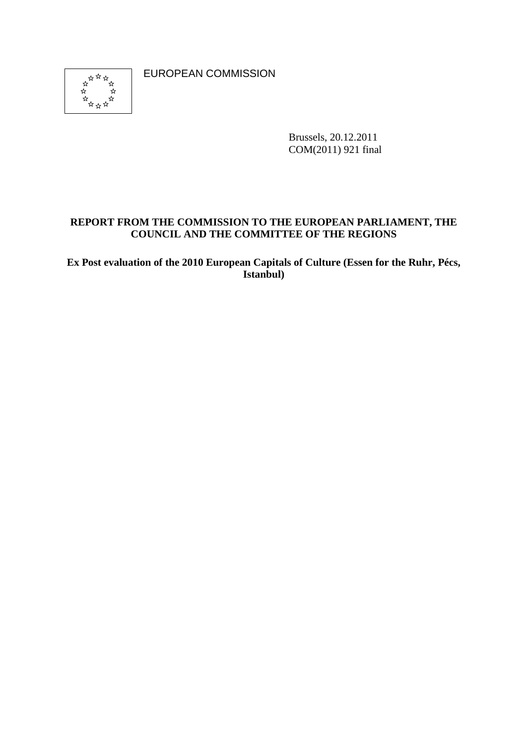EUROPEAN COMMISSION

Brussels, 20.12.2011
COM(2011) 921 final

**REPORT FROM THE COMMISSION TO THE EUROPEAN PARLIAMENT, THE COUNCIL AND THE COMMITTEE OF THE REGIONS**

**Ex Post evaluation of the 2010 European Capitals of Culture (Essen for the Ruhr, Pécs, Istanbul)**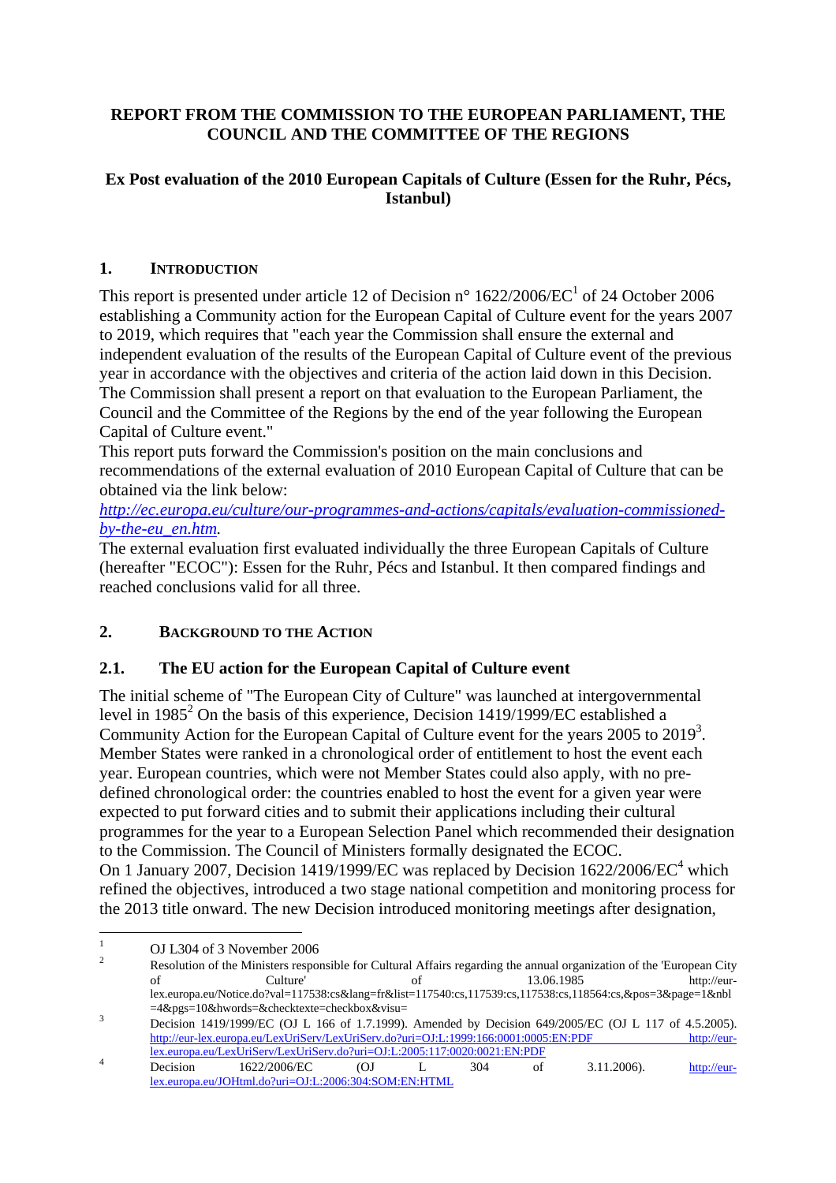**REPORT FROM THE COMMISSION TO THE EUROPEAN PARLIAMENT, THE COUNCIL AND THE COMMITTEE OF THE REGIONS**

**Ex Post evaluation of the 2010 European Capitals of Culture (Essen for the Ruhr, Pécs, Istanbul)**

## 1. INTRODUCTION

This report is presented under article 12 of Decision n° 1622/2006/EC[1] of 24 October 2006 establishing a Community action for the European Capital of Culture event for the years 2007 to 2019, which requires that "each year the Commission shall ensure the external and independent evaluation of the results of the European Capital of Culture event of the previous year in accordance with the objectives and criteria of the action laid down in this Decision. The Commission shall present a report on that evaluation to the European Parliament, the Council and the Committee of the Regions by the end of the year following the European Capital of Culture event."

This report puts forward the Commission's position on the main conclusions and recommendations of the external evaluation of 2010 European Capital of Culture that can be obtained via the link below:

*http://ec.europa.eu/culture/our-programmes-and-actions/capitals/evaluation-commissioned-by-the-eu_en.htm*.

The external evaluation first evaluated individually the three European Capitals of Culture (hereafter "ECOC"): Essen for the Ruhr, Pécs and Istanbul. It then compared findings and reached conclusions valid for all three.

## 2. BACKGROUND TO THE ACTION

### 2.1. The EU action for the European Capital of Culture event

The initial scheme of "The European City of Culture" was launched at intergovernmental level in 1985[2] On the basis of this experience, Decision 1419/1999/EC established a Community Action for the European Capital of Culture event for the years 2005 to 2019[3]. Member States were ranked in a chronological order of entitlement to host the event each year. European countries, which were not Member States could also apply, with no pre-defined chronological order: the countries enabled to host the event for a given year were expected to put forward cities and to submit their applications including their cultural programmes for the year to a European Selection Panel which recommended their designation to the Commission. The Council of Ministers formally designated the ECOC.

On 1 January 2007, Decision 1419/1999/EC was replaced by Decision 1622/2006/EC[4] which refined the objectives, introduced a two stage national competition and monitoring process for the 2013 title onward. The new Decision introduced monitoring meetings after designation,

---

[1] OJ L304 of 3 November 2006

[2] Resolution of the Ministers responsible for Cultural Affairs regarding the annual organization of the 'European City of Culture' of 13.06.1985 http://eur-lex.europa.eu/Notice.do?val=117538:cs&lang=fr&list=117540:cs,117539:cs,117538:cs,118564:cs,&pos=3&page=1&nbl=4&pgs=10&hwords=&checktexte=checkbox&visu=

[3] Decision 1419/1999/EC (OJ L 166 of 1.7.1999). Amended by Decision 649/2005/EC (OJ L 117 of 4.5.2005). http://eur-lex.europa.eu/LexUriServ/LexUriServ.do?uri=OJ:L:1999:166:0001:0005:EN:PDF http://eur-lex.europa.eu/LexUriServ/LexUriServ.do?uri=OJ:L:2005:117:0020:0021:EN:PDF

[4] Decision 1622/2006/EC (OJ L 304 of 3.11.2006). http://eur-lex.europa.eu/JOHtml.do?uri=OJ:L:2006:304:SOM:EN:HTML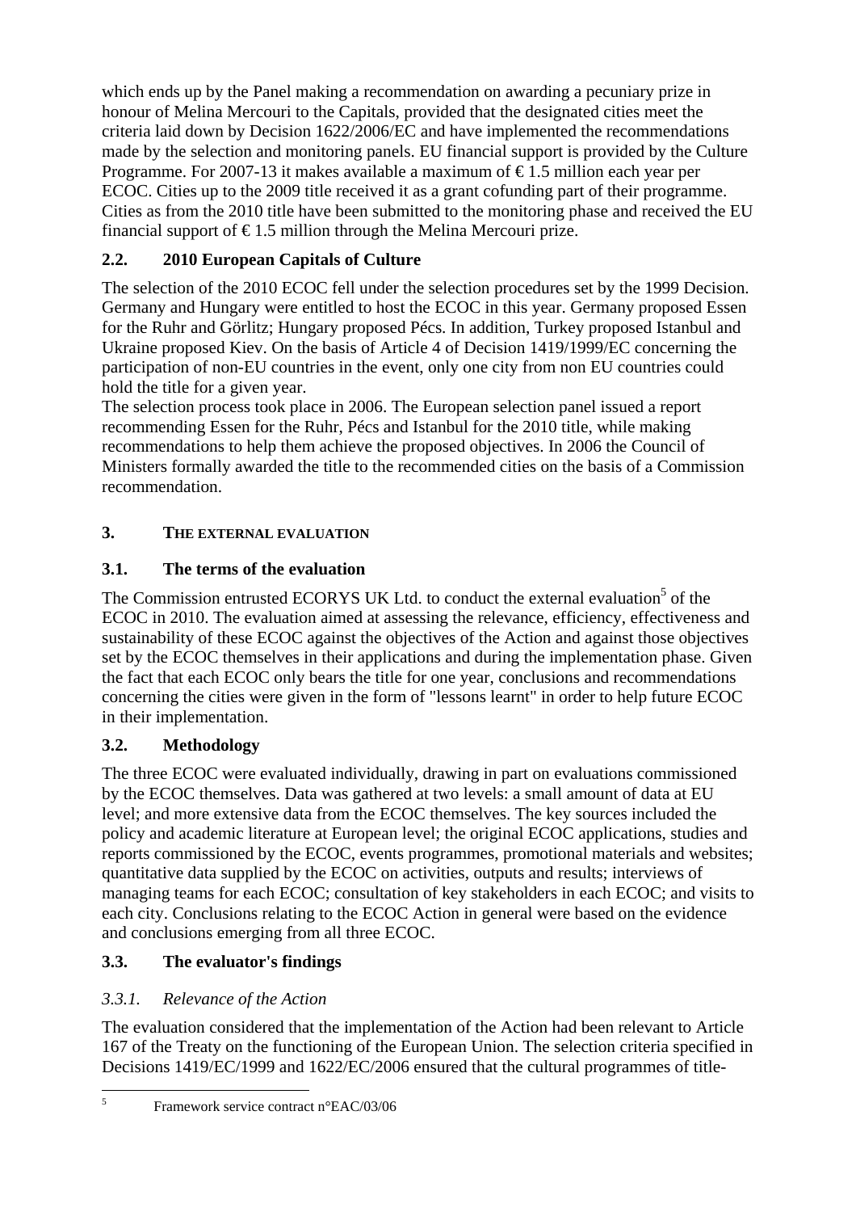which ends up by the Panel making a recommendation on awarding a pecuniary prize in honour of Melina Mercouri to the Capitals, provided that the designated cities meet the criteria laid down by Decision 1622/2006/EC and have implemented the recommendations made by the selection and monitoring panels. EU financial support is provided by the Culture Programme. For 2007-13 it makes available a maximum of € 1.5 million each year per ECOC. Cities up to the 2009 title received it as a grant cofunding part of their programme. Cities as from the 2010 title have been submitted to the monitoring phase and received the EU financial support of € 1.5 million through the Melina Mercouri prize.

## 2.2. 2010 European Capitals of Culture

The selection of the 2010 ECOC fell under the selection procedures set by the 1999 Decision. Germany and Hungary were entitled to host the ECOC in this year. Germany proposed Essen for the Ruhr and Görlitz; Hungary proposed Pécs. In addition, Turkey proposed Istanbul and Ukraine proposed Kiev. On the basis of Article 4 of Decision 1419/1999/EC concerning the participation of non-EU countries in the event, only one city from non EU countries could hold the title for a given year.
The selection process took place in 2006. The European selection panel issued a report recommending Essen for the Ruhr, Pécs and Istanbul for the 2010 title, while making recommendations to help them achieve the proposed objectives. In 2006 the Council of Ministers formally awarded the title to the recommended cities on the basis of a Commission recommendation.

# 3. THE EXTERNAL EVALUATION

## 3.1. The terms of the evaluation

The Commission entrusted ECORYS UK Ltd. to conduct the external evaluation[5] of the ECOC in 2010. The evaluation aimed at assessing the relevance, efficiency, effectiveness and sustainability of these ECOC against the objectives of the Action and against those objectives set by the ECOC themselves in their applications and during the implementation phase. Given the fact that each ECOC only bears the title for one year, conclusions and recommendations concerning the cities were given in the form of "lessons learnt" in order to help future ECOC in their implementation.

## 3.2. Methodology

The three ECOC were evaluated individually, drawing in part on evaluations commissioned by the ECOC themselves. Data was gathered at two levels: a small amount of data at EU level; and more extensive data from the ECOC themselves. The key sources included the policy and academic literature at European level; the original ECOC applications, studies and reports commissioned by the ECOC, events programmes, promotional materials and websites; quantitative data supplied by the ECOC on activities, outputs and results; interviews of managing teams for each ECOC; consultation of key stakeholders in each ECOC; and visits to each city. Conclusions relating to the ECOC Action in general were based on the evidence and conclusions emerging from all three ECOC.

## 3.3. The evaluator's findings

### *3.3.1. Relevance of the Action*

The evaluation considered that the implementation of the Action had been relevant to Article 167 of the Treaty on the functioning of the European Union. The selection criteria specified in Decisions 1419/EC/1999 and 1622/EC/2006 ensured that the cultural programmes of title-

---

[5] Framework service contract n°EAC/03/06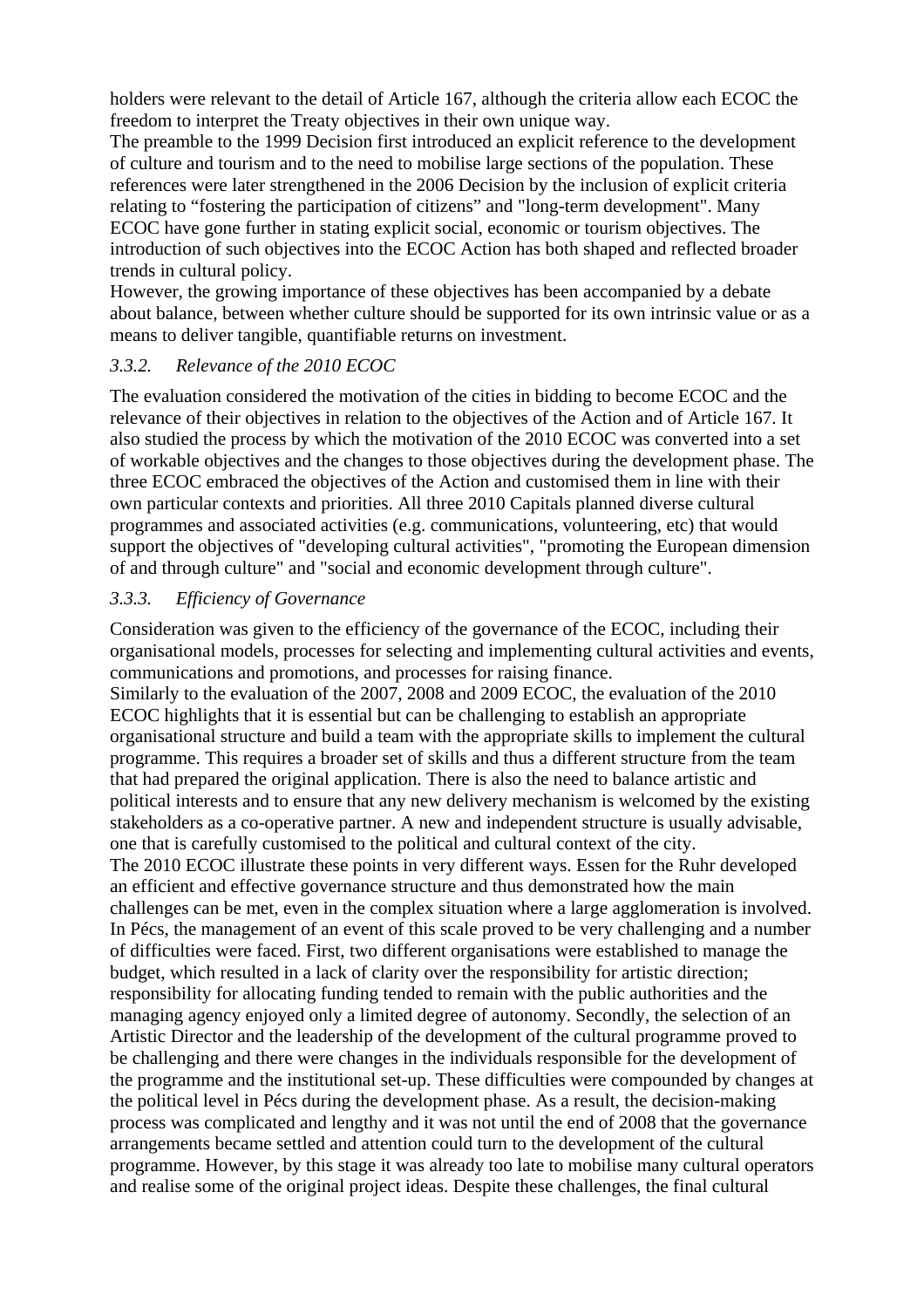holders were relevant to the detail of Article 167, although the criteria allow each ECOC the freedom to interpret the Treaty objectives in their own unique way.

The preamble to the 1999 Decision first introduced an explicit reference to the development of culture and tourism and to the need to mobilise large sections of the population. These references were later strengthened in the 2006 Decision by the inclusion of explicit criteria relating to “fostering the participation of citizens” and "long-term development". Many ECOC have gone further in stating explicit social, economic or tourism objectives. The introduction of such objectives into the ECOC Action has both shaped and reflected broader trends in cultural policy.

However, the growing importance of these objectives has been accompanied by a debate about balance, between whether culture should be supported for its own intrinsic value or as a means to deliver tangible, quantifiable returns on investment.

### *3.3.2. Relevance of the 2010 ECOC*

The evaluation considered the motivation of the cities in bidding to become ECOC and the relevance of their objectives in relation to the objectives of the Action and of Article 167. It also studied the process by which the motivation of the 2010 ECOC was converted into a set of workable objectives and the changes to those objectives during the development phase. The three ECOC embraced the objectives of the Action and customised them in line with their own particular contexts and priorities. All three 2010 Capitals planned diverse cultural programmes and associated activities (e.g. communications, volunteering, etc) that would support the objectives of "developing cultural activities", "promoting the European dimension of and through culture" and "social and economic development through culture".

### *3.3.3. Efficiency of Governance*

Consideration was given to the efficiency of the governance of the ECOC, including their organisational models, processes for selecting and implementing cultural activities and events, communications and promotions, and processes for raising finance.

Similarly to the evaluation of the 2007, 2008 and 2009 ECOC, the evaluation of the 2010 ECOC highlights that it is essential but can be challenging to establish an appropriate organisational structure and build a team with the appropriate skills to implement the cultural programme. This requires a broader set of skills and thus a different structure from the team that had prepared the original application. There is also the need to balance artistic and political interests and to ensure that any new delivery mechanism is welcomed by the existing stakeholders as a co-operative partner. A new and independent structure is usually advisable, one that is carefully customised to the political and cultural context of the city.

The 2010 ECOC illustrate these points in very different ways. Essen for the Ruhr developed an efficient and effective governance structure and thus demonstrated how the main challenges can be met, even in the complex situation where a large agglomeration is involved. In Pécs, the management of an event of this scale proved to be very challenging and a number of difficulties were faced. First, two different organisations were established to manage the budget, which resulted in a lack of clarity over the responsibility for artistic direction; responsibility for allocating funding tended to remain with the public authorities and the managing agency enjoyed only a limited degree of autonomy. Secondly, the selection of an Artistic Director and the leadership of the development of the cultural programme proved to be challenging and there were changes in the individuals responsible for the development of the programme and the institutional set-up. These difficulties were compounded by changes at the political level in Pécs during the development phase. As a result, the decision-making process was complicated and lengthy and it was not until the end of 2008 that the governance arrangements became settled and attention could turn to the development of the cultural programme. However, by this stage it was already too late to mobilise many cultural operators and realise some of the original project ideas. Despite these challenges, the final cultural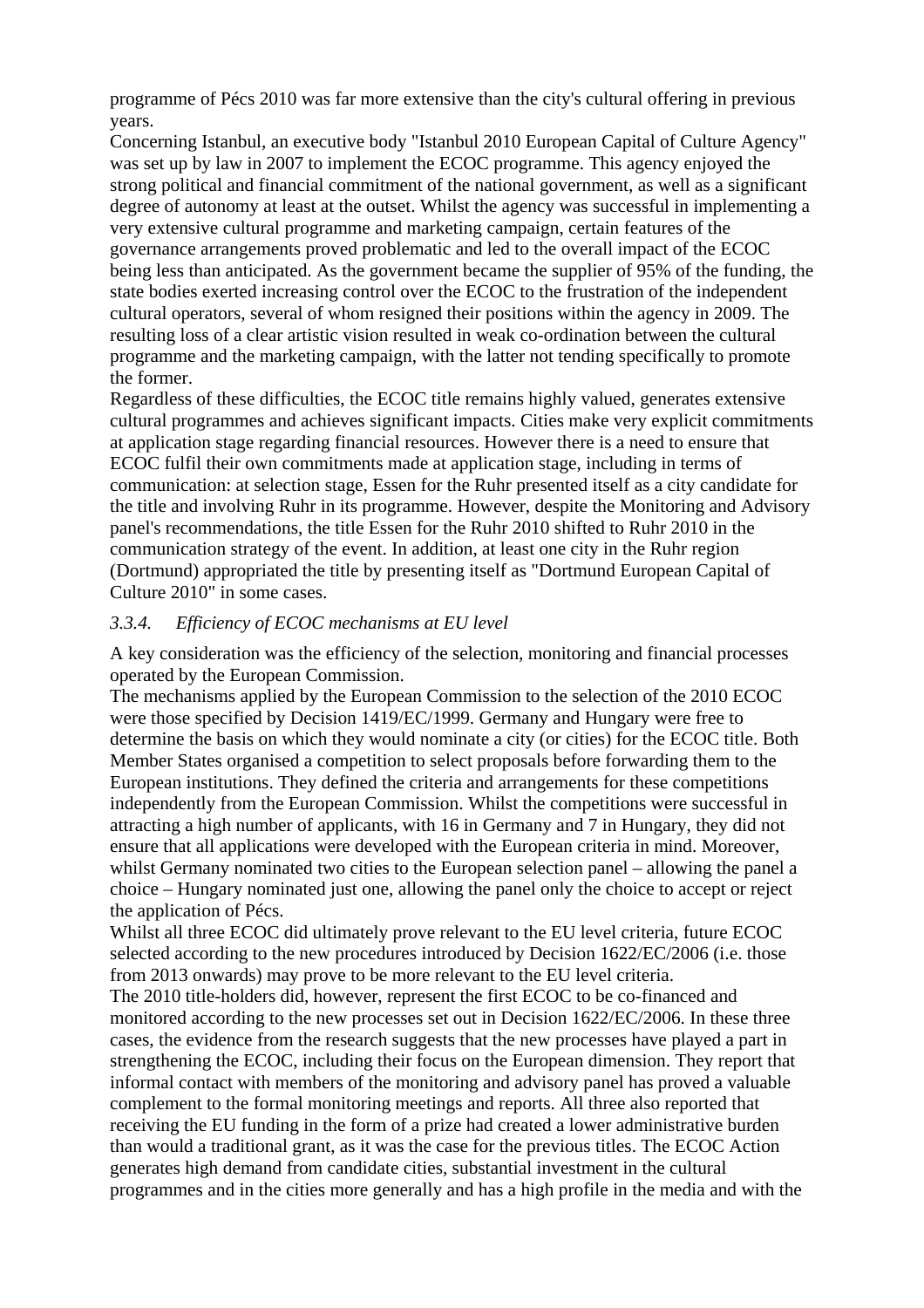programme of Pécs 2010 was far more extensive than the city's cultural offering in previous years.

Concerning Istanbul, an executive body "Istanbul 2010 European Capital of Culture Agency" was set up by law in 2007 to implement the ECOC programme. This agency enjoyed the strong political and financial commitment of the national government, as well as a significant degree of autonomy at least at the outset. Whilst the agency was successful in implementing a very extensive cultural programme and marketing campaign, certain features of the governance arrangements proved problematic and led to the overall impact of the ECOC being less than anticipated. As the government became the supplier of 95% of the funding, the state bodies exerted increasing control over the ECOC to the frustration of the independent cultural operators, several of whom resigned their positions within the agency in 2009. The resulting loss of a clear artistic vision resulted in weak co-ordination between the cultural programme and the marketing campaign, with the latter not tending specifically to promote the former.

Regardless of these difficulties, the ECOC title remains highly valued, generates extensive cultural programmes and achieves significant impacts. Cities make very explicit commitments at application stage regarding financial resources. However there is a need to ensure that ECOC fulfil their own commitments made at application stage, including in terms of communication: at selection stage, Essen for the Ruhr presented itself as a city candidate for the title and involving Ruhr in its programme. However, despite the Monitoring and Advisory panel's recommendations, the title Essen for the Ruhr 2010 shifted to Ruhr 2010 in the communication strategy of the event. In addition, at least one city in the Ruhr region (Dortmund) appropriated the title by presenting itself as "Dortmund European Capital of Culture 2010" in some cases.

### *3.3.4. Efficiency of ECOC mechanisms at EU level*

A key consideration was the efficiency of the selection, monitoring and financial processes operated by the European Commission.

The mechanisms applied by the European Commission to the selection of the 2010 ECOC were those specified by Decision 1419/EC/1999. Germany and Hungary were free to determine the basis on which they would nominate a city (or cities) for the ECOC title. Both Member States organised a competition to select proposals before forwarding them to the European institutions. They defined the criteria and arrangements for these competitions independently from the European Commission. Whilst the competitions were successful in attracting a high number of applicants, with 16 in Germany and 7 in Hungary, they did not ensure that all applications were developed with the European criteria in mind. Moreover, whilst Germany nominated two cities to the European selection panel – allowing the panel a choice – Hungary nominated just one, allowing the panel only the choice to accept or reject the application of Pécs.

Whilst all three ECOC did ultimately prove relevant to the EU level criteria, future ECOC selected according to the new procedures introduced by Decision 1622/EC/2006 (i.e. those from 2013 onwards) may prove to be more relevant to the EU level criteria.

The 2010 title-holders did, however, represent the first ECOC to be co-financed and monitored according to the new processes set out in Decision 1622/EC/2006. In these three cases, the evidence from the research suggests that the new processes have played a part in strengthening the ECOC, including their focus on the European dimension. They report that informal contact with members of the monitoring and advisory panel has proved a valuable complement to the formal monitoring meetings and reports. All three also reported that receiving the EU funding in the form of a prize had created a lower administrative burden than would a traditional grant, as it was the case for the previous titles. The ECOC Action generates high demand from candidate cities, substantial investment in the cultural programmes and in the cities more generally and has a high profile in the media and with the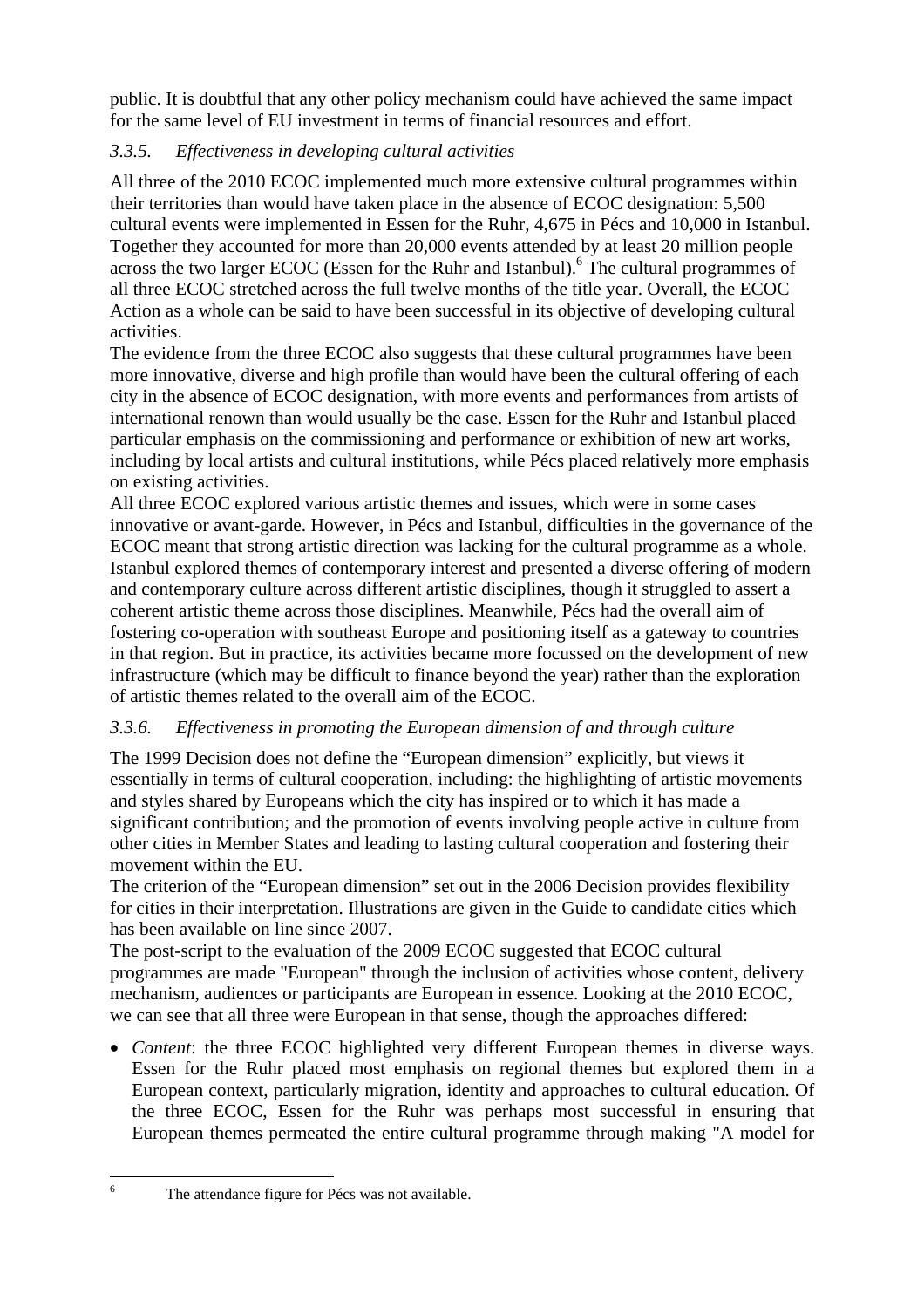public. It is doubtful that any other policy mechanism could have achieved the same impact for the same level of EU investment in terms of financial resources and effort.

### *3.3.5. Effectiveness in developing cultural activities*

All three of the 2010 ECOC implemented much more extensive cultural programmes within their territories than would have taken place in the absence of ECOC designation: 5,500 cultural events were implemented in Essen for the Ruhr, 4,675 in Pécs and 10,000 in Istanbul. Together they accounted for more than 20,000 events attended by at least 20 million people across the two larger ECOC (Essen for the Ruhr and Istanbul).[6] The cultural programmes of all three ECOC stretched across the full twelve months of the title year. Overall, the ECOC Action as a whole can be said to have been successful in its objective of developing cultural activities.

The evidence from the three ECOC also suggests that these cultural programmes have been more innovative, diverse and high profile than would have been the cultural offering of each city in the absence of ECOC designation, with more events and performances from artists of international renown than would usually be the case. Essen for the Ruhr and Istanbul placed particular emphasis on the commissioning and performance or exhibition of new art works, including by local artists and cultural institutions, while Pécs placed relatively more emphasis on existing activities.

All three ECOC explored various artistic themes and issues, which were in some cases innovative or avant-garde. However, in Pécs and Istanbul, difficulties in the governance of the ECOC meant that strong artistic direction was lacking for the cultural programme as a whole. Istanbul explored themes of contemporary interest and presented a diverse offering of modern and contemporary culture across different artistic disciplines, though it struggled to assert a coherent artistic theme across those disciplines. Meanwhile, Pécs had the overall aim of fostering co-operation with southeast Europe and positioning itself as a gateway to countries in that region. But in practice, its activities became more focussed on the development of new infrastructure (which may be difficult to finance beyond the year) rather than the exploration of artistic themes related to the overall aim of the ECOC.

### *3.3.6. Effectiveness in promoting the European dimension of and through culture*

The 1999 Decision does not define the "European dimension" explicitly, but views it essentially in terms of cultural cooperation, including: the highlighting of artistic movements and styles shared by Europeans which the city has inspired or to which it has made a significant contribution; and the promotion of events involving people active in culture from other cities in Member States and leading to lasting cultural cooperation and fostering their movement within the EU.

The criterion of the "European dimension" set out in the 2006 Decision provides flexibility for cities in their interpretation. Illustrations are given in the Guide to candidate cities which has been available on line since 2007.

The post-script to the evaluation of the 2009 ECOC suggested that ECOC cultural programmes are made "European" through the inclusion of activities whose content, delivery mechanism, audiences or participants are European in essence. Looking at the 2010 ECOC, we can see that all three were European in that sense, though the approaches differed:

- *Content*: the three ECOC highlighted very different European themes in diverse ways. Essen for the Ruhr placed most emphasis on regional themes but explored them in a European context, particularly migration, identity and approaches to cultural education. Of the three ECOC, Essen for the Ruhr was perhaps most successful in ensuring that European themes permeated the entire cultural programme through making "A model for

---

[6] The attendance figure for Pécs was not available.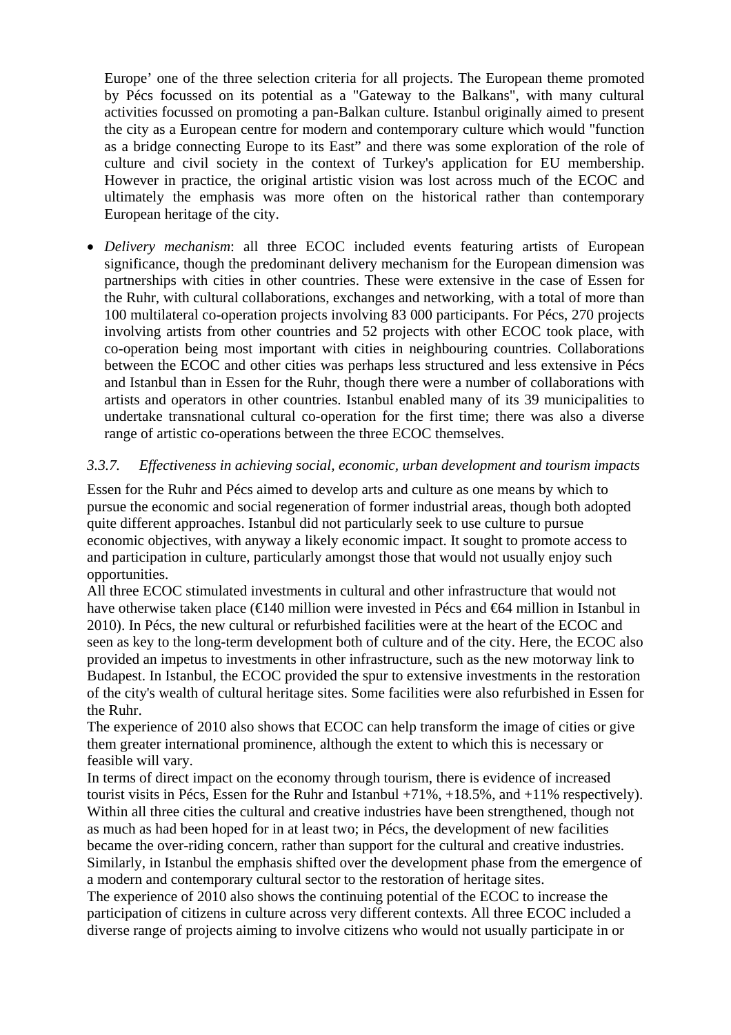Europe' one of the three selection criteria for all projects. The European theme promoted by Pécs focussed on its potential as a "Gateway to the Balkans", with many cultural activities focussed on promoting a pan-Balkan culture. Istanbul originally aimed to present the city as a European centre for modern and contemporary culture which would "function as a bridge connecting Europe to its East" and there was some exploration of the role of culture and civil society in the context of Turkey's application for EU membership. However in practice, the original artistic vision was lost across much of the ECOC and ultimately the emphasis was more often on the historical rather than contemporary European heritage of the city.

- *Delivery mechanism*: all three ECOC included events featuring artists of European significance, though the predominant delivery mechanism for the European dimension was partnerships with cities in other countries. These were extensive in the case of Essen for the Ruhr, with cultural collaborations, exchanges and networking, with a total of more than 100 multilateral co-operation projects involving 83 000 participants. For Pécs, 270 projects involving artists from other countries and 52 projects with other ECOC took place, with co-operation being most important with cities in neighbouring countries. Collaborations between the ECOC and other cities was perhaps less structured and less extensive in Pécs and Istanbul than in Essen for the Ruhr, though there were a number of collaborations with artists and operators in other countries. Istanbul enabled many of its 39 municipalities to undertake transnational cultural co-operation for the first time; there was also a diverse range of artistic co-operations between the three ECOC themselves.

### *3.3.7. Effectiveness in achieving social, economic, urban development and tourism impacts*

Essen for the Ruhr and Pécs aimed to develop arts and culture as one means by which to pursue the economic and social regeneration of former industrial areas, though both adopted quite different approaches. Istanbul did not particularly seek to use culture to pursue economic objectives, with anyway a likely economic impact. It sought to promote access to and participation in culture, particularly amongst those that would not usually enjoy such opportunities.

All three ECOC stimulated investments in cultural and other infrastructure that would not have otherwise taken place (€140 million were invested in Pécs and €64 million in Istanbul in 2010). In Pécs, the new cultural or refurbished facilities were at the heart of the ECOC and seen as key to the long-term development both of culture and of the city. Here, the ECOC also provided an impetus to investments in other infrastructure, such as the new motorway link to Budapest. In Istanbul, the ECOC provided the spur to extensive investments in the restoration of the city's wealth of cultural heritage sites. Some facilities were also refurbished in Essen for the Ruhr.

The experience of 2010 also shows that ECOC can help transform the image of cities or give them greater international prominence, although the extent to which this is necessary or feasible will vary.

In terms of direct impact on the economy through tourism, there is evidence of increased tourist visits in Pécs, Essen for the Ruhr and Istanbul +71%, +18.5%, and +11% respectively). Within all three cities the cultural and creative industries have been strengthened, though not as much as had been hoped for in at least two; in Pécs, the development of new facilities became the over-riding concern, rather than support for the cultural and creative industries. Similarly, in Istanbul the emphasis shifted over the development phase from the emergence of a modern and contemporary cultural sector to the restoration of heritage sites.

The experience of 2010 also shows the continuing potential of the ECOC to increase the participation of citizens in culture across very different contexts. All three ECOC included a diverse range of projects aiming to involve citizens who would not usually participate in or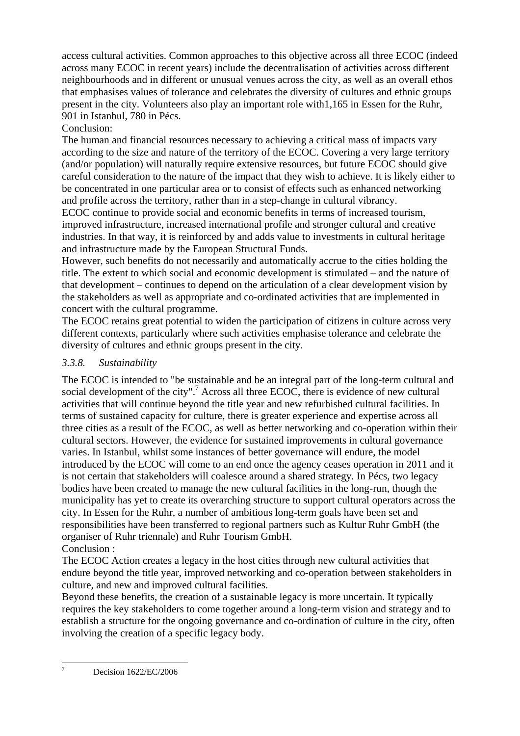access cultural activities. Common approaches to this objective across all three ECOC (indeed across many ECOC in recent years) include the decentralisation of activities across different neighbourhoods and in different or unusual venues across the city, as well as an overall ethos that emphasises values of tolerance and celebrates the diversity of cultures and ethnic groups present in the city. Volunteers also play an important role with1,165 in Essen for the Ruhr, 901 in Istanbul, 780 in Pécs.

Conclusion:

The human and financial resources necessary to achieving a critical mass of impacts vary according to the size and nature of the territory of the ECOC. Covering a very large territory (and/or population) will naturally require extensive resources, but future ECOC should give careful consideration to the nature of the impact that they wish to achieve. It is likely either to be concentrated in one particular area or to consist of effects such as enhanced networking and profile across the territory, rather than in a step-change in cultural vibrancy.

ECOC continue to provide social and economic benefits in terms of increased tourism, improved infrastructure, increased international profile and stronger cultural and creative industries. In that way, it is reinforced by and adds value to investments in cultural heritage and infrastructure made by the European Structural Funds.

However, such benefits do not necessarily and automatically accrue to the cities holding the title. The extent to which social and economic development is stimulated – and the nature of that development – continues to depend on the articulation of a clear development vision by the stakeholders as well as appropriate and co-ordinated activities that are implemented in concert with the cultural programme.

The ECOC retains great potential to widen the participation of citizens in culture across very different contexts, particularly where such activities emphasise tolerance and celebrate the diversity of cultures and ethnic groups present in the city.

### *3.3.8. Sustainability*

The ECOC is intended to "be sustainable and be an integral part of the long-term cultural and social development of the city".[7] Across all three ECOC, there is evidence of new cultural activities that will continue beyond the title year and new refurbished cultural facilities. In terms of sustained capacity for culture, there is greater experience and expertise across all three cities as a result of the ECOC, as well as better networking and co-operation within their cultural sectors. However, the evidence for sustained improvements in cultural governance varies. In Istanbul, whilst some instances of better governance will endure, the model introduced by the ECOC will come to an end once the agency ceases operation in 2011 and it is not certain that stakeholders will coalesce around a shared strategy. In Pécs, two legacy bodies have been created to manage the new cultural facilities in the long-run, though the municipality has yet to create its overarching structure to support cultural operators across the city. In Essen for the Ruhr, a number of ambitious long-term goals have been set and responsibilities have been transferred to regional partners such as Kultur Ruhr GmbH (the organiser of Ruhr triennale) and Ruhr Tourism GmbH.

Conclusion :

The ECOC Action creates a legacy in the host cities through new cultural activities that endure beyond the title year, improved networking and co-operation between stakeholders in culture, and new and improved cultural facilities.

Beyond these benefits, the creation of a sustainable legacy is more uncertain. It typically requires the key stakeholders to come together around a long-term vision and strategy and to establish a structure for the ongoing governance and co-ordination of culture in the city, often involving the creation of a specific legacy body.

---

[7] Decision 1622/EC/2006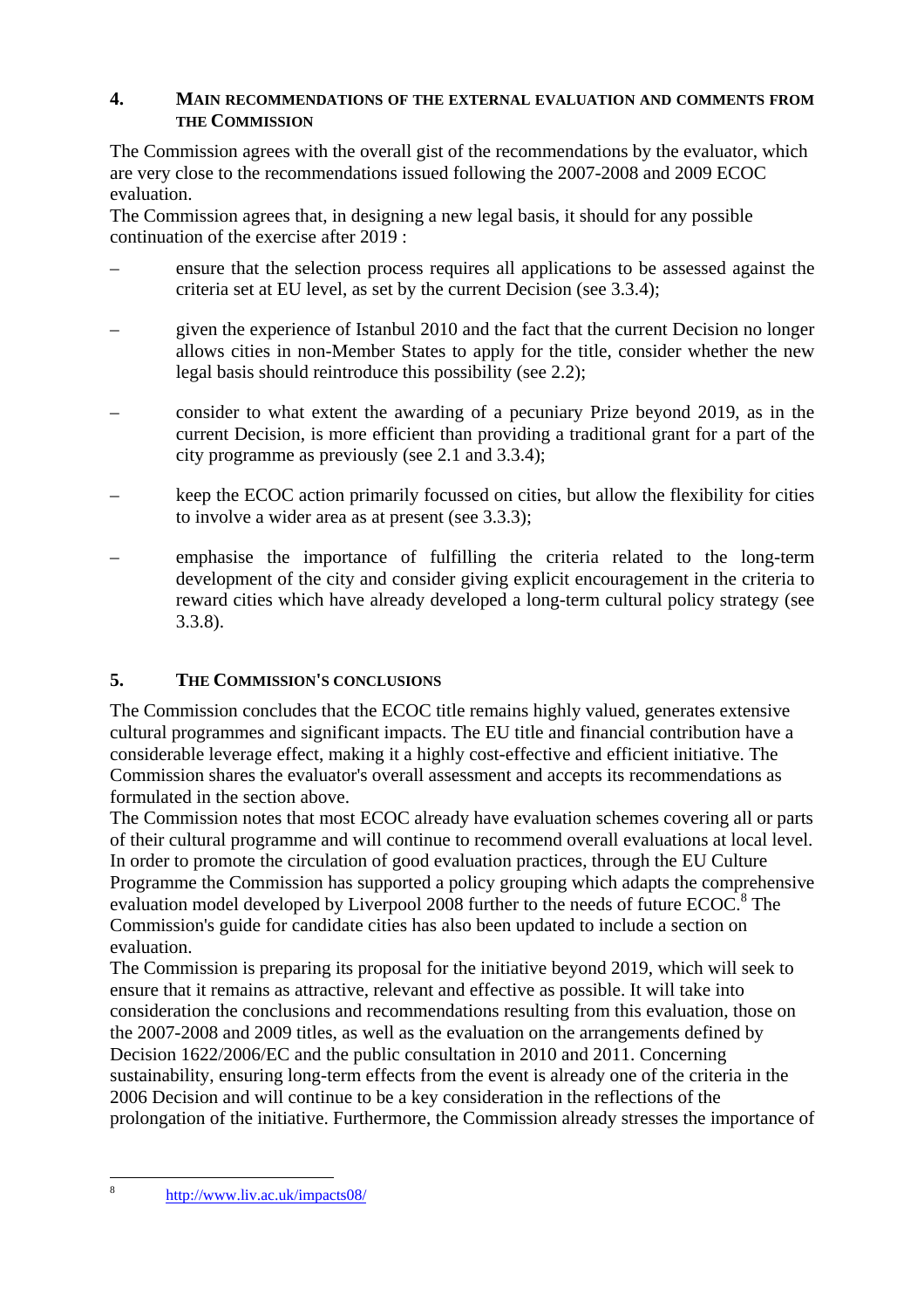## 4. MAIN RECOMMENDATIONS OF THE EXTERNAL EVALUATION AND COMMENTS FROM THE COMMISSION

The Commission agrees with the overall gist of the recommendations by the evaluator, which are very close to the recommendations issued following the 2007-2008 and 2009 ECOC evaluation.

The Commission agrees that, in designing a new legal basis, it should for any possible continuation of the exercise after 2019 :

– ensure that the selection process requires all applications to be assessed against the criteria set at EU level, as set by the current Decision (see 3.3.4);

– given the experience of Istanbul 2010 and the fact that the current Decision no longer allows cities in non-Member States to apply for the title, consider whether the new legal basis should reintroduce this possibility (see 2.2);

– consider to what extent the awarding of a pecuniary Prize beyond 2019, as in the current Decision, is more efficient than providing a traditional grant for a part of the city programme as previously (see 2.1 and 3.3.4);

– keep the ECOC action primarily focussed on cities, but allow the flexibility for cities to involve a wider area as at present (see 3.3.3);

– emphasise the importance of fulfilling the criteria related to the long-term development of the city and consider giving explicit encouragement in the criteria to reward cities which have already developed a long-term cultural policy strategy (see 3.3.8).

## 5. THE COMMISSION'S CONCLUSIONS

The Commission concludes that the ECOC title remains highly valued, generates extensive cultural programmes and significant impacts. The EU title and financial contribution have a considerable leverage effect, making it a highly cost-effective and efficient initiative. The Commission shares the evaluator's overall assessment and accepts its recommendations as formulated in the section above.

The Commission notes that most ECOC already have evaluation schemes covering all or parts of their cultural programme and will continue to recommend overall evaluations at local level. In order to promote the circulation of good evaluation practices, through the EU Culture Programme the Commission has supported a policy grouping which adapts the comprehensive evaluation model developed by Liverpool 2008 further to the needs of future ECOC.[8] The Commission's guide for candidate cities has also been updated to include a section on evaluation.

The Commission is preparing its proposal for the initiative beyond 2019, which will seek to ensure that it remains as attractive, relevant and effective as possible. It will take into consideration the conclusions and recommendations resulting from this evaluation, those on the 2007-2008 and 2009 titles, as well as the evaluation on the arrangements defined by Decision 1622/2006/EC and the public consultation in 2010 and 2011. Concerning sustainability, ensuring long-term effects from the event is already one of the criteria in the 2006 Decision and will continue to be a key consideration in the reflections of the prolongation of the initiative. Furthermore, the Commission already stresses the importance of

---

[8] http://www.liv.ac.uk/impacts08/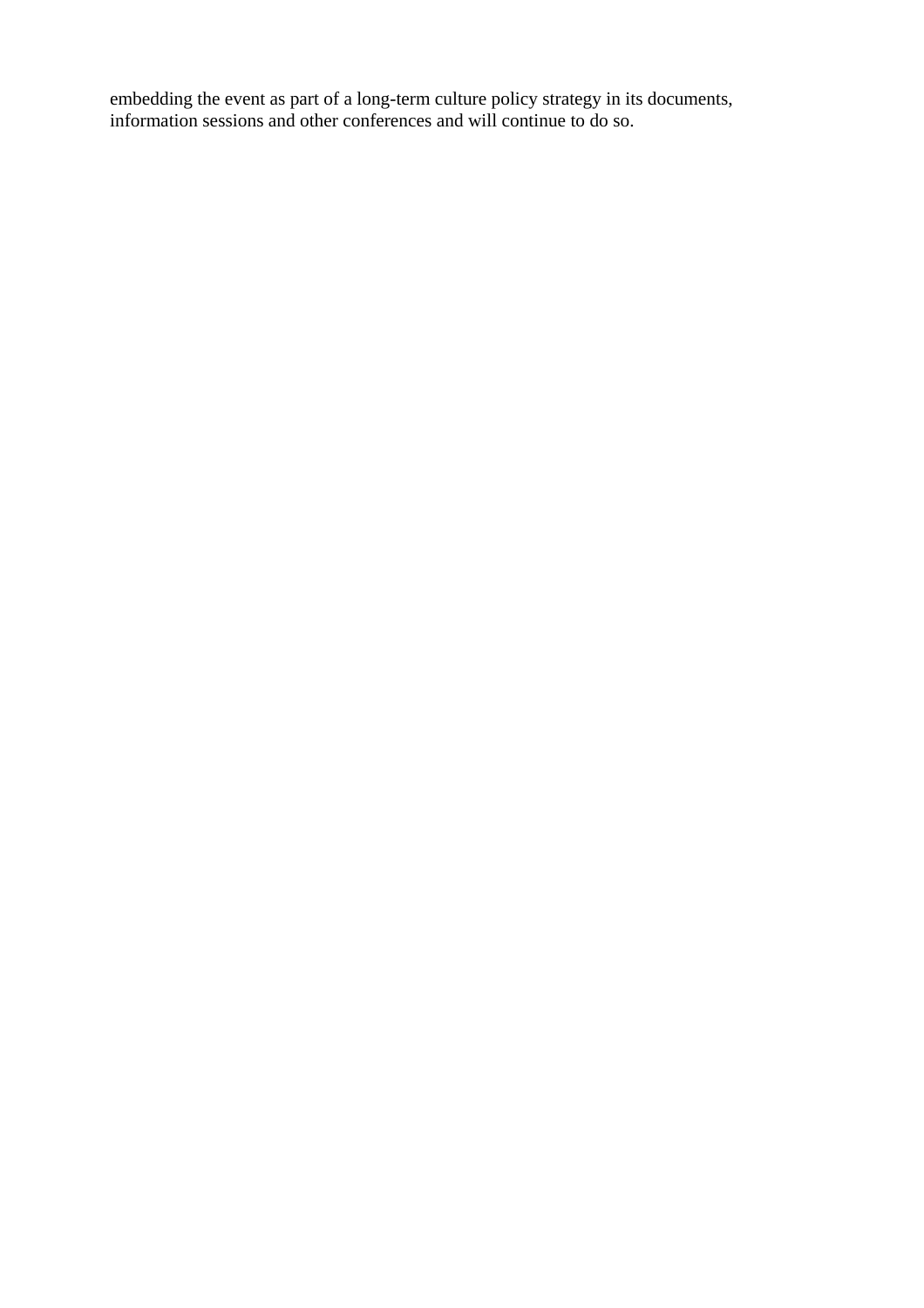embedding the event as part of a long-term culture policy strategy in its documents, information sessions and other conferences and will continue to do so.